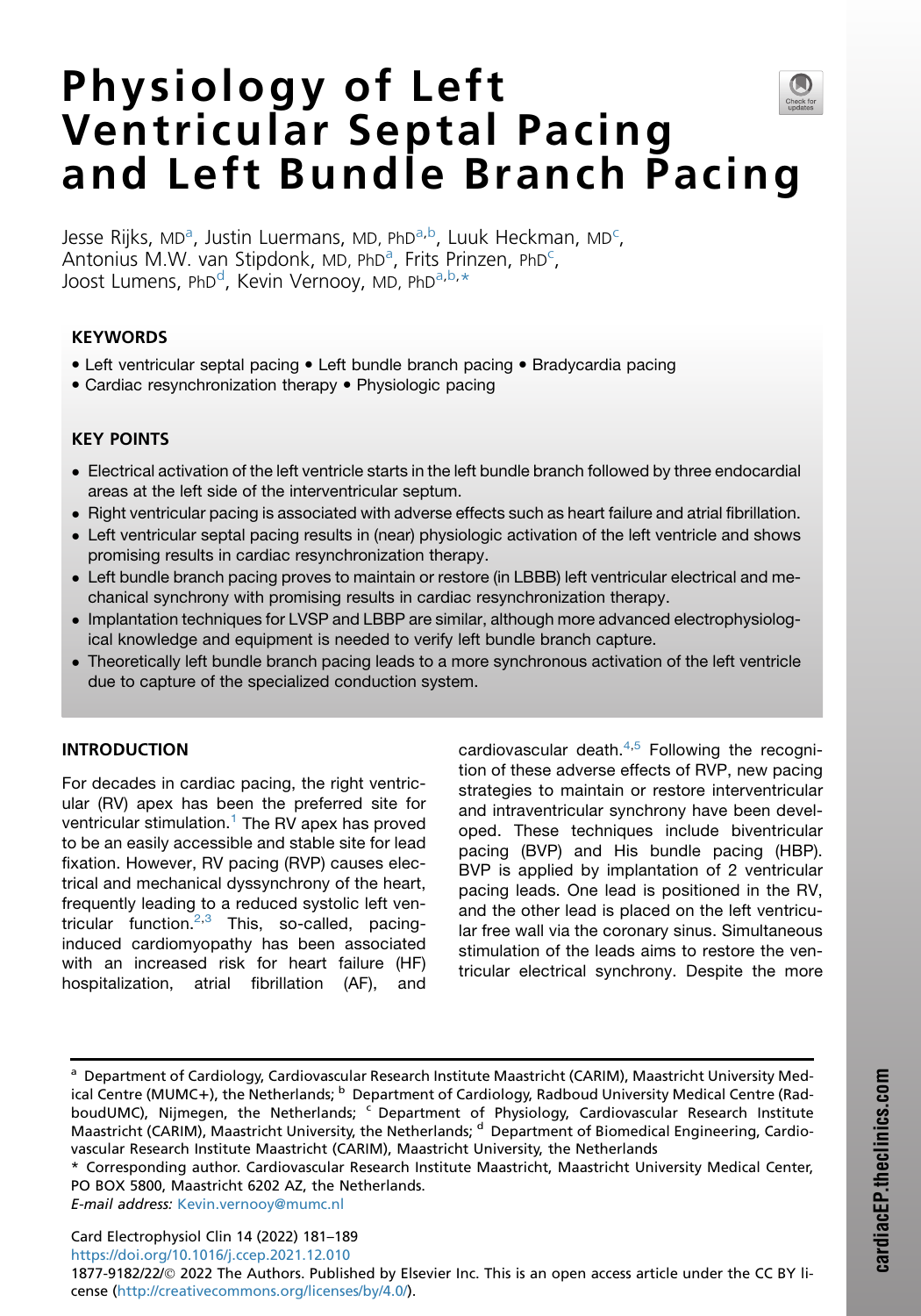# Physiology of Left Ventricular Septal Pacing and Left Bundle Branch Pacing

Jesse Rijks, MD[a], Justin Luermans, MD, PhD[a,b], Luuk Heckman, MD[c], Antonius M.W. van Stipdonk, MD, PhD[a], Frits Prinzen, PhD[c], Joost Lumens, PhD[d], Kevin Vernooy, MD, PhD[a,b,*]

## KEYWORDS

- Left ventricular septal pacing • Left bundle branch pacing • Bradycardia pacing
- Cardiac resynchronization therapy • Physiologic pacing

## KEY POINTS

- Electrical activation of the left ventricle starts in the left bundle branch followed by three endocardial areas at the left side of the interventricular septum.
- Right ventricular pacing is associated with adverse effects such as heart failure and atrial fibrillation.
- Left ventricular septal pacing results in (near) physiologic activation of the left ventricle and shows promising results in cardiac resynchronization therapy.
- Left bundle branch pacing proves to maintain or restore (in LBBB) left ventricular electrical and mechanical synchrony with promising results in cardiac resynchronization therapy.
- Implantation techniques for LVSP and LBBP are similar, although more advanced electrophysiological knowledge and equipment is needed to verify left bundle branch capture.
- Theoretically left bundle branch pacing leads to a more synchronous activation of the left ventricle due to capture of the specialized conduction system.

## INTRODUCTION

For decades in cardiac pacing, the right ventricular (RV) apex has been the preferred site for ventricular stimulation.[1] The RV apex has proved to be an easily accessible and stable site for lead fixation. However, RV pacing (RVP) causes electrical and mechanical dyssynchrony of the heart, frequently leading to a reduced systolic left ventricular function.[2,3] This, so-called, pacing-induced cardiomyopathy has been associated with an increased risk for heart failure (HF) hospitalization, atrial fibrillation (AF), and cardiovascular death.[4,5] Following the recognition of these adverse effects of RVP, new pacing strategies to maintain or restore interventricular and intraventricular synchrony have been developed. These techniques include biventricular pacing (BVP) and His bundle pacing (HBP). BVP is applied by implantation of 2 ventricular pacing leads. One lead is positioned in the RV, and the other lead is placed on the left ventricular free wall via the coronary sinus. Simultaneous stimulation of the leads aims to restore the ventricular electrical synchrony. Despite the more

---

[a] Department of Cardiology, Cardiovascular Research Institute Maastricht (CARIM), Maastricht University Medical Centre (MUMC+), the Netherlands; [b] Department of Cardiology, Radboud University Medical Centre (RadboudUMC), Nijmegen, the Netherlands; [c] Department of Physiology, Cardiovascular Research Institute Maastricht (CARIM), Maastricht University, the Netherlands; [d] Department of Biomedical Engineering, Cardiovascular Research Institute Maastricht (CARIM), Maastricht University, the Netherlands

* Corresponding author. Cardiovascular Research Institute Maastricht, Maastricht University Medical Center, PO BOX 5800, Maastricht 6202 AZ, the Netherlands.

*E-mail address:* Kevin.vernooy@mumc.nl

Card Electrophysiol Clin 14 (2022) 181–189
https://doi.org/10.1016/j.ccep.2021.12.010
1877-9182/22/© 2022 The Authors. Published by Elsevier Inc. This is an open access article under the CC BY license (http://creativecommons.org/licenses/by/4.0/).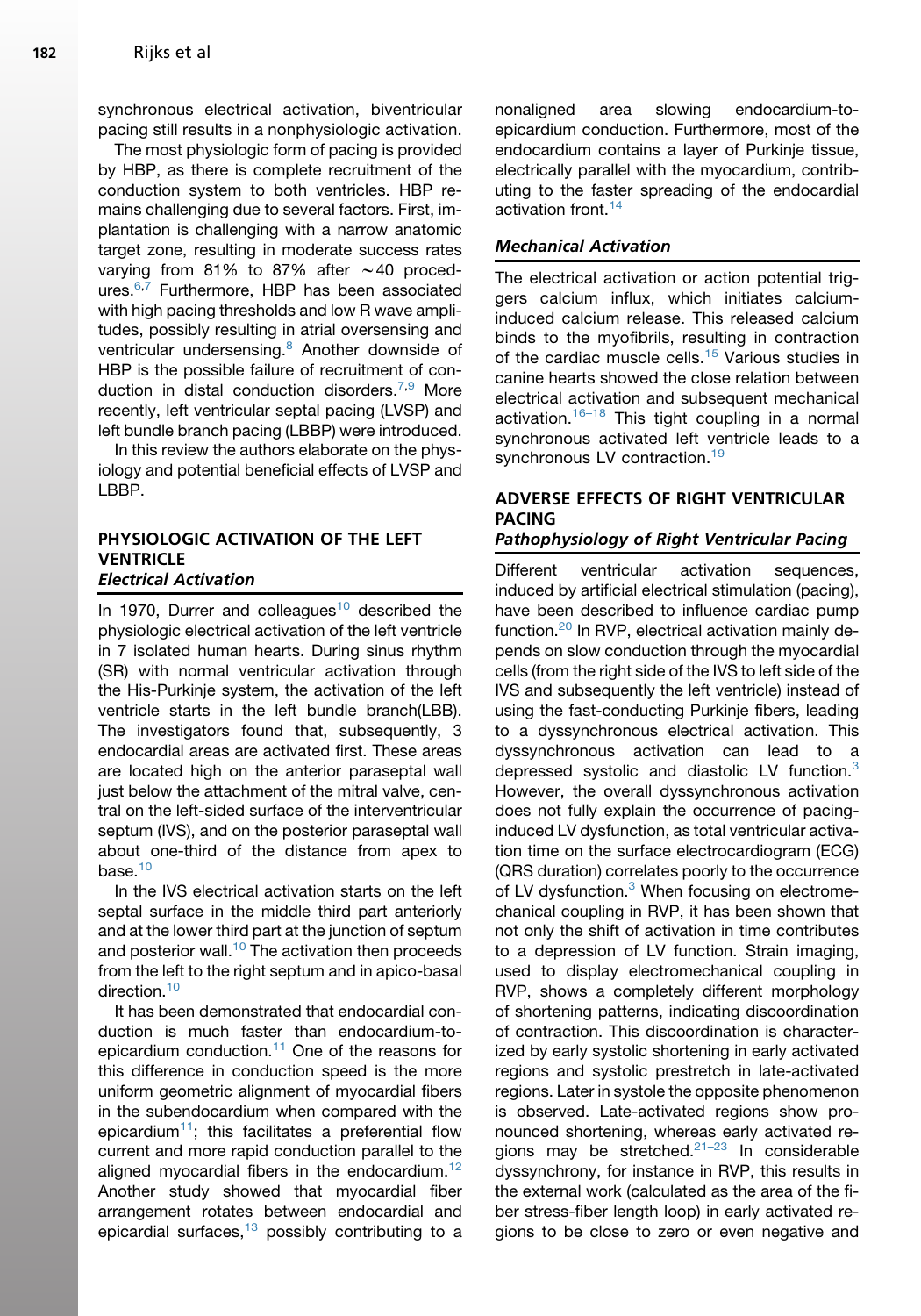synchronous electrical activation, biventricular pacing still results in a nonphysiologic activation.

The most physiologic form of pacing is provided by HBP, as there is complete recruitment of the conduction system to both ventricles. HBP remains challenging due to several factors. First, implantation is challenging with a narrow anatomic target zone, resulting in moderate success rates varying from 81% to 87% after ∼40 procedures.[6,7] Furthermore, HBP has been associated with high pacing thresholds and low R wave amplitudes, possibly resulting in atrial oversensing and ventricular undersensing.[8] Another downside of HBP is the possible failure of recruitment of conduction in distal conduction disorders.[7,9] More recently, left ventricular septal pacing (LVSP) and left bundle branch pacing (LBBP) were introduced.

In this review the authors elaborate on the physiology and potential beneficial effects of LVSP and LBBP.

## PHYSIOLOGIC ACTIVATION OF THE LEFT VENTRICLE

### *Electrical Activation*

In 1970, Durrer and colleagues[10] described the physiologic electrical activation of the left ventricle in 7 isolated human hearts. During sinus rhythm (SR) with normal ventricular activation through the His-Purkinje system, the activation of the left ventricle starts in the left bundle branch(LBB). The investigators found that, subsequently, 3 endocardial areas are activated first. These areas are located high on the anterior paraseptal wall just below the attachment of the mitral valve, central on the left-sided surface of the interventricular septum (IVS), and on the posterior paraseptal wall about one-third of the distance from apex to base.[10]

In the IVS electrical activation starts on the left septal surface in the middle third part anteriorly and at the lower third part at the junction of septum and posterior wall.[10] The activation then proceeds from the left to the right septum and in apico-basal direction.[10]

It has been demonstrated that endocardial conduction is much faster than endocardium-to-epicardium conduction.[11] One of the reasons for this difference in conduction speed is the more uniform geometric alignment of myocardial fibers in the subendocardium when compared with the epicardium[11]; this facilitates a preferential flow current and more rapid conduction parallel to the aligned myocardial fibers in the endocardium.[12] Another study showed that myocardial fiber arrangement rotates between endocardial and epicardial surfaces,[13] possibly contributing to a nonaligned area slowing endocardium-to-epicardium conduction. Furthermore, most of the endocardium contains a layer of Purkinje tissue, electrically parallel with the myocardium, contributing to the faster spreading of the endocardial activation front.[14]

### *Mechanical Activation*

The electrical activation or action potential triggers calcium influx, which initiates calcium-induced calcium release. This released calcium binds to the myofibrils, resulting in contraction of the cardiac muscle cells.[15] Various studies in canine hearts showed the close relation between electrical activation and subsequent mechanical activation.[16–18] This tight coupling in a normal synchronous activated left ventricle leads to a synchronous LV contraction.[19]

## ADVERSE EFFECTS OF RIGHT VENTRICULAR PACING

### *Pathophysiology of Right Ventricular Pacing*

Different ventricular activation sequences, induced by artificial electrical stimulation (pacing), have been described to influence cardiac pump function.[20] In RVP, electrical activation mainly depends on slow conduction through the myocardial cells (from the right side of the IVS to left side of the IVS and subsequently the left ventricle) instead of using the fast-conducting Purkinje fibers, leading to a dyssynchronous electrical activation. This dyssynchronous activation can lead to a depressed systolic and diastolic LV function.[3] However, the overall dyssynchronous activation does not fully explain the occurrence of pacing-induced LV dysfunction, as total ventricular activation time on the surface electrocardiogram (ECG) (QRS duration) correlates poorly to the occurrence of LV dysfunction.[3] When focusing on electromechanical coupling in RVP, it has been shown that not only the shift of activation in time contributes to a depression of LV function. Strain imaging, used to display electromechanical coupling in RVP, shows a completely different morphology of shortening patterns, indicating discoordination of contraction. This discoordination is characterized by early systolic shortening in early activated regions and systolic prestretch in late-activated regions. Later in systole the opposite phenomenon is observed. Late-activated regions show pronounced shortening, whereas early activated regions may be stretched.[21–23] In considerable dyssynchrony, for instance in RVP, this results in the external work (calculated as the area of the fiber stress-fiber length loop) in early activated regions to be close to zero or even negative and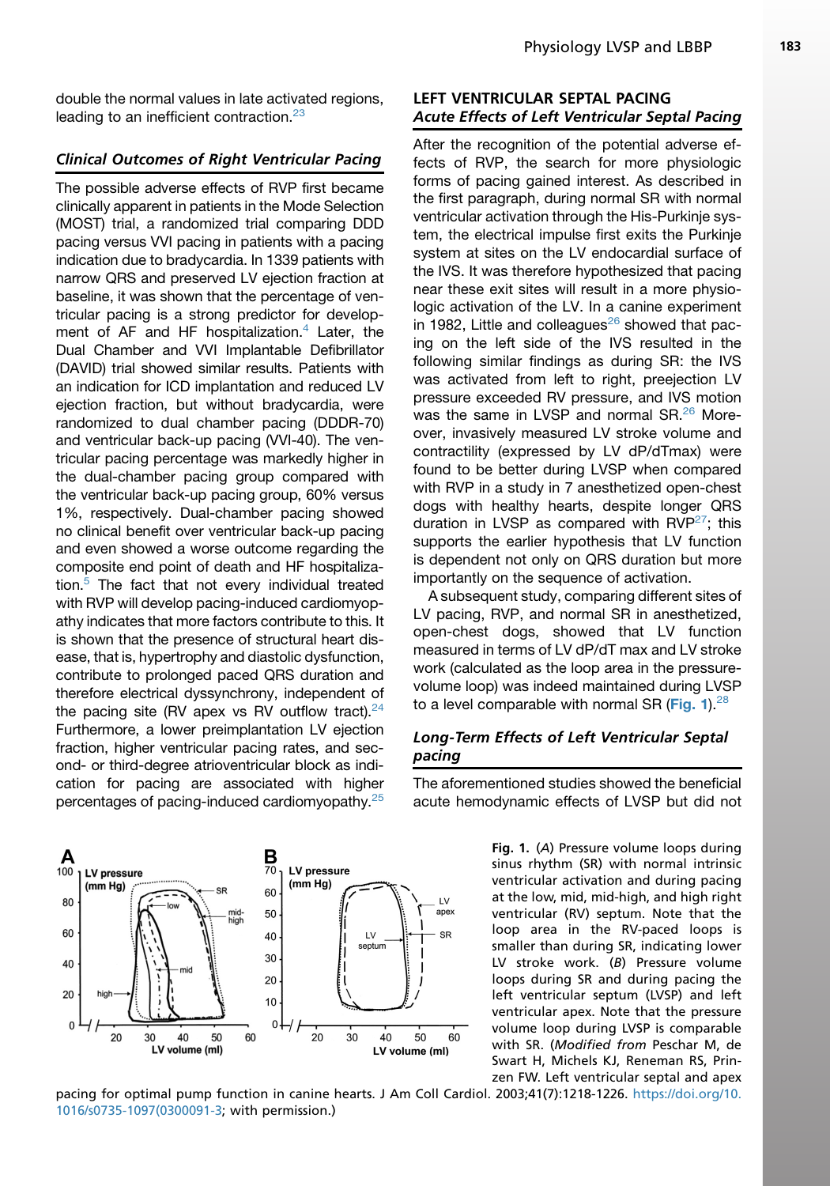double the normal values in late activated regions, leading to an inefficient contraction.[23]

### *Clinical Outcomes of Right Ventricular Pacing*

The possible adverse effects of RVP first became clinically apparent in patients in the Mode Selection (MOST) trial, a randomized trial comparing DDD pacing versus VVI pacing in patients with a pacing indication due to bradycardia. In 1339 patients with narrow QRS and preserved LV ejection fraction at baseline, it was shown that the percentage of ventricular pacing is a strong predictor for development of AF and HF hospitalization.[4] Later, the Dual Chamber and VVI Implantable Defibrillator (DAVID) trial showed similar results. Patients with an indication for ICD implantation and reduced LV ejection fraction, but without bradycardia, were randomized to dual chamber pacing (DDDR-70) and ventricular back-up pacing (VVI-40). The ventricular pacing percentage was markedly higher in the dual-chamber pacing group compared with the ventricular back-up pacing group, 60% versus 1%, respectively. Dual-chamber pacing showed no clinical benefit over ventricular back-up pacing and even showed a worse outcome regarding the composite end point of death and HF hospitalization.[5] The fact that not every individual treated with RVP will develop pacing-induced cardiomyopathy indicates that more factors contribute to this. It is shown that the presence of structural heart disease, that is, hypertrophy and diastolic dysfunction, contribute to prolonged paced QRS duration and therefore electrical dyssynchrony, independent of the pacing site (RV apex vs RV outflow tract).[24] Furthermore, a lower preimplantation LV ejection fraction, higher ventricular pacing rates, and second- or third-degree atrioventricular block as indication for pacing are associated with higher percentages of pacing-induced cardiomyopathy.[25]

## LEFT VENTRICULAR SEPTAL PACING

### *Acute Effects of Left Ventricular Septal Pacing*

After the recognition of the potential adverse effects of RVP, the search for more physiologic forms of pacing gained interest. As described in the first paragraph, during normal SR with normal ventricular activation through the His-Purkinje system, the electrical impulse first exits the Purkinje system at sites on the LV endocardial surface of the IVS. It was therefore hypothesized that pacing near these exit sites will result in a more physiologic activation of the LV. In a canine experiment in 1982, Little and colleagues[26] showed that pacing on the left side of the IVS resulted in the following similar findings as during SR: the IVS was activated from left to right, preejection LV pressure exceeded RV pressure, and IVS motion was the same in LVSP and normal SR.[26] Moreover, invasively measured LV stroke volume and contractility (expressed by LV dP/dTmax) were found to be better during LVSP when compared with RVP in a study in 7 anesthetized open-chest dogs with healthy hearts, despite longer QRS duration in LVSP as compared with RVP[27]; this supports the earlier hypothesis that LV function is dependent not only on QRS duration but more importantly on the sequence of activation.

A subsequent study, comparing different sites of LV pacing, RVP, and normal SR in anesthetized, open-chest dogs, showed that LV function measured in terms of LV dP/dT max and LV stroke work (calculated as the loop area in the pressure-volume loop) was indeed maintained during LVSP to a level comparable with normal SR (Fig. 1).[28]

### *Long-Term Effects of Left Ventricular Septal pacing*

The aforementioned studies showed the beneficial acute hemodynamic effects of LVSP but did not

**Fig. 1.** (*A*) Pressure volume loops during sinus rhythm (SR) with normal intrinsic ventricular activation and during pacing at the low, mid, mid-high, and high right ventricular (RV) septum. Note that the loop area in the RV-paced loops is smaller than during SR, indicating lower LV stroke work. (*B*) Pressure volume loops during SR and during pacing the left ventricular septum (LVSP) and left ventricular apex. Note that the pressure volume loop during LVSP is comparable with SR. (*Modified from* Peschar M, de Swart H, Michels KJ, Reneman RS, Prinzen FW. Left ventricular septal and apex pacing for optimal pump function in canine hearts. J Am Coll Cardiol. 2003;41(7):1218-1226. https://doi.org/10.1016/s0735-1097(0300091-3; with permission.)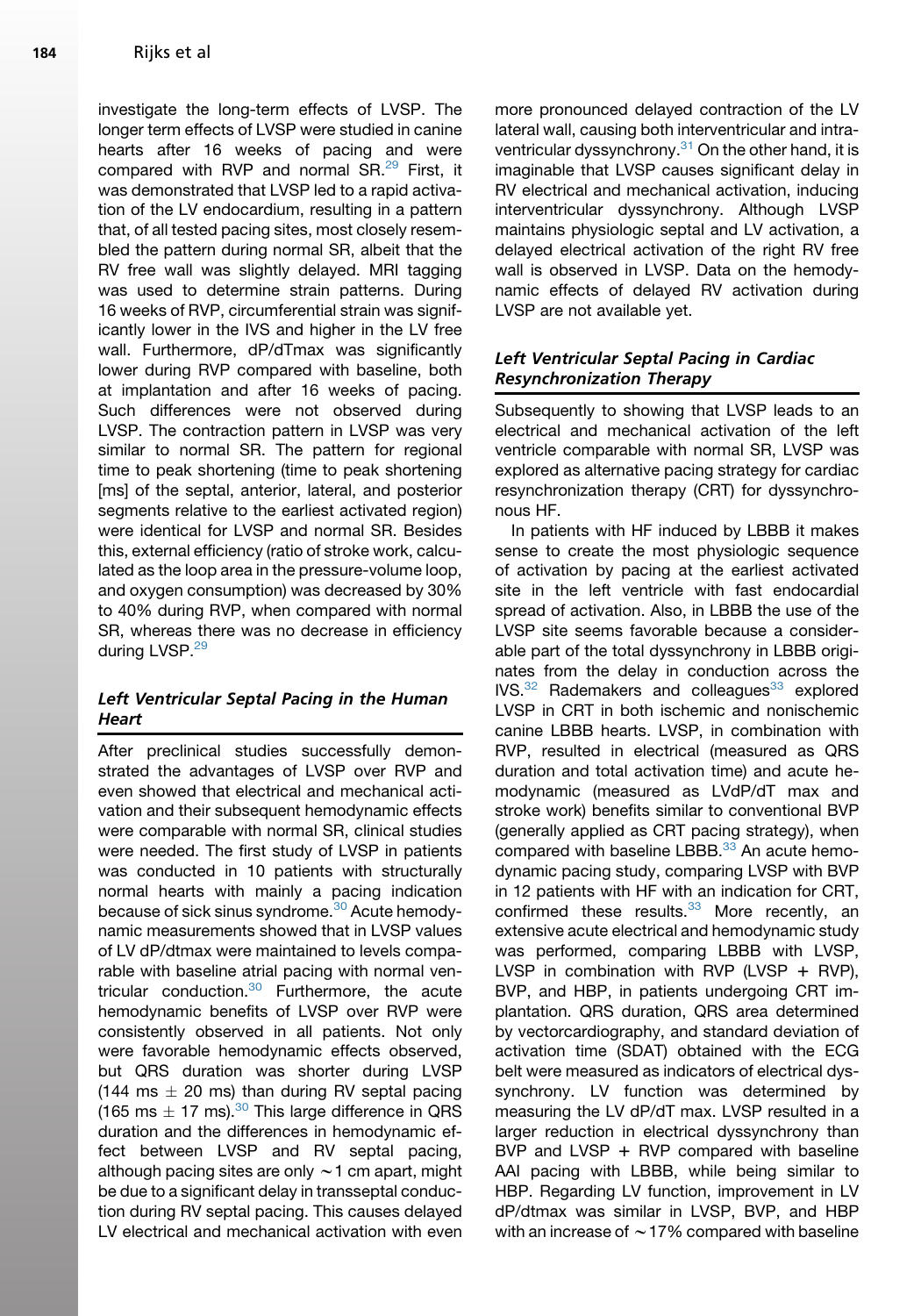investigate the long-term effects of LVSP. The longer term effects of LVSP were studied in canine hearts after 16 weeks of pacing and were compared with RVP and normal SR.[29] First, it was demonstrated that LVSP led to a rapid activation of the LV endocardium, resulting in a pattern that, of all tested pacing sites, most closely resembled the pattern during normal SR, albeit that the RV free wall was slightly delayed. MRI tagging was used to determine strain patterns. During 16 weeks of RVP, circumferential strain was significantly lower in the IVS and higher in the LV free wall. Furthermore, dP/dTmax was significantly lower during RVP compared with baseline, both at implantation and after 16 weeks of pacing. Such differences were not observed during LVSP. The contraction pattern in LVSP was very similar to normal SR. The pattern for regional time to peak shortening (time to peak shortening [ms] of the septal, anterior, lateral, and posterior segments relative to the earliest activated region) were identical for LVSP and normal SR. Besides this, external efficiency (ratio of stroke work, calculated as the loop area in the pressure-volume loop, and oxygen consumption) was decreased by 30% to 40% during RVP, when compared with normal SR, whereas there was no decrease in efficiency during LVSP.[29]

### *Left Ventricular Septal Pacing in the Human Heart*

After preclinical studies successfully demonstrated the advantages of LVSP over RVP and even showed that electrical and mechanical activation and their subsequent hemodynamic effects were comparable with normal SR, clinical studies were needed. The first study of LVSP in patients was conducted in 10 patients with structurally normal hearts with mainly a pacing indication because of sick sinus syndrome.[30] Acute hemodynamic measurements showed that in LVSP values of LV dP/dtmax were maintained to levels comparable with baseline atrial pacing with normal ventricular conduction.[30] Furthermore, the acute hemodynamic benefits of LVSP over RVP were consistently observed in all patients. Not only were favorable hemodynamic effects observed, but QRS duration was shorter during LVSP (144 ms $\pm$ 20 ms) than during RV septal pacing (165 ms $\pm$ 17 ms).[30] This large difference in QRS duration and the differences in hemodynamic effect between LVSP and RV septal pacing, although pacing sites are only $\sim$1 cm apart, might be due to a significant delay in transseptal conduction during RV septal pacing. This causes delayed LV electrical and mechanical activation with even more pronounced delayed contraction of the LV lateral wall, causing both interventricular and intraventricular dyssynchrony.[31] On the other hand, it is imaginable that LVSP causes significant delay in RV electrical and mechanical activation, inducing interventricular dyssynchrony. Although LVSP maintains physiologic septal and LV activation, a delayed electrical activation of the right RV free wall is observed in LVSP. Data on the hemodynamic effects of delayed RV activation during LVSP are not available yet.

### *Left Ventricular Septal Pacing in Cardiac Resynchronization Therapy*

Subsequently to showing that LVSP leads to an electrical and mechanical activation of the left ventricle comparable with normal SR, LVSP was explored as alternative pacing strategy for cardiac resynchronization therapy (CRT) for dyssynchronous HF.

In patients with HF induced by LBBB it makes sense to create the most physiologic sequence of activation by pacing at the earliest activated site in the left ventricle with fast endocardial spread of activation. Also, in LBBB the use of the LVSP site seems favorable because a considerable part of the total dyssynchrony in LBBB originates from the delay in conduction across the IVS.[32] Rademakers and colleagues[33] explored LVSP in CRT in both ischemic and nonischemic canine LBBB hearts. LVSP, in combination with RVP, resulted in electrical (measured as QRS duration and total activation time) and acute hemodynamic (measured as LVdP/dT max and stroke work) benefits similar to conventional BVP (generally applied as CRT pacing strategy), when compared with baseline LBBB.[33] An acute hemodynamic pacing study, comparing LVSP with BVP in 12 patients with HF with an indication for CRT, confirmed these results.[33] More recently, an extensive acute electrical and hemodynamic study was performed, comparing LBBB with LVSP, LVSP in combination with RVP (LVSP + RVP), BVP, and HBP, in patients undergoing CRT implantation. QRS duration, QRS area determined by vectorcardiography, and standard deviation of activation time (SDAT) obtained with the ECG belt were measured as indicators of electrical dyssynchrony. LV function was determined by measuring the LV dP/dT max. LVSP resulted in a larger reduction in electrical dyssynchrony than BVP and LVSP + RVP compared with baseline AAI pacing with LBBB, while being similar to HBP. Regarding LV function, improvement in LV dP/dtmax was similar in LVSP, BVP, and HBP with an increase of $\sim$17% compared with baseline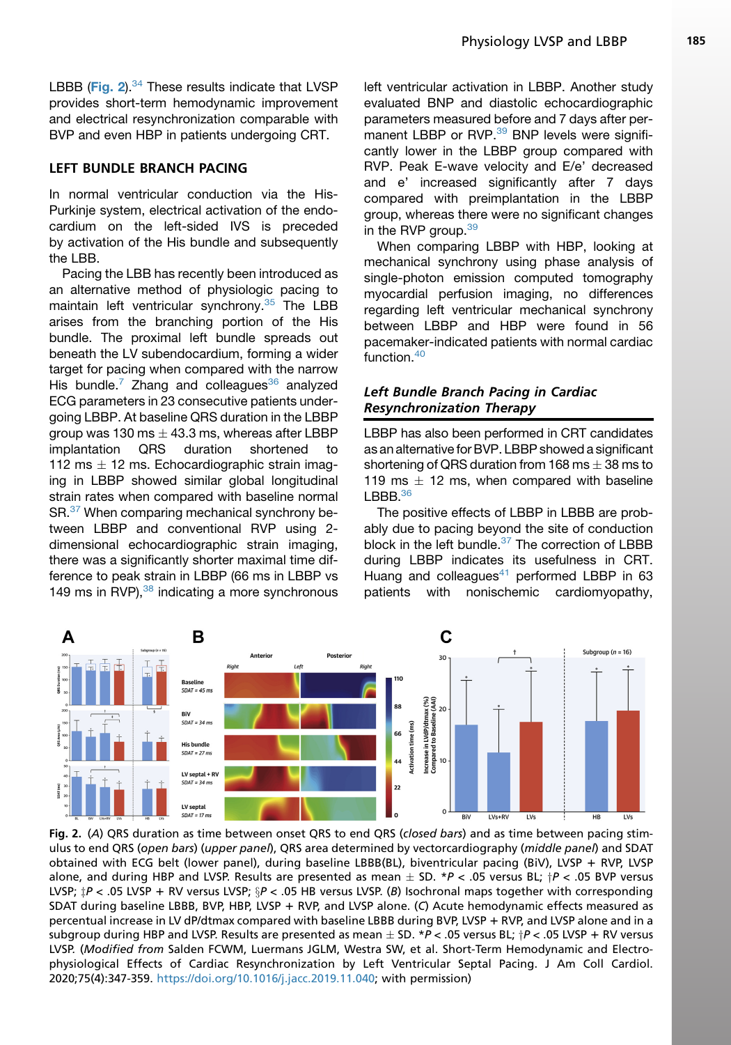LBBB (Fig. 2).[34] These results indicate that LVSP provides short-term hemodynamic improvement and electrical resynchronization comparable with BVP and even HBP in patients undergoing CRT.

## LEFT BUNDLE BRANCH PACING

In normal ventricular conduction via the His-Purkinje system, electrical activation of the endocardium on the left-sided IVS is preceded by activation of the His bundle and subsequently the LBB.

Pacing the LBB has recently been introduced as an alternative method of physiologic pacing to maintain left ventricular synchrony.[35] The LBB arises from the branching portion of the His bundle. The proximal left bundle spreads out beneath the LV subendocardium, forming a wider target for pacing when compared with the narrow His bundle.[7] Zhang and colleagues[36] analyzed ECG parameters in 23 consecutive patients undergoing LBBP. At baseline QRS duration in the LBBP group was 130 ms ± 43.3 ms, whereas after LBBP implantation QRS duration shortened to 112 ms ± 12 ms. Echocardiographic strain imaging in LBBP showed similar global longitudinal strain rates when compared with baseline normal SR.[37] When comparing mechanical synchrony between LBBP and conventional RVP using 2-dimensional echocardiographic strain imaging, there was a significantly shorter maximal time difference to peak strain in LBBP (66 ms in LBBP vs 149 ms in RVP),[38] indicating a more synchronous left ventricular activation in LBBP. Another study evaluated BNP and diastolic echocardiographic parameters measured before and 7 days after permanent LBBP or RVP.[39] BNP levels were significantly lower in the LBBP group compared with RVP. Peak E-wave velocity and E/e' decreased and e' increased significantly after 7 days compared with preimplantation in the LBBP group, whereas there were no significant changes in the RVP group.[39]

When comparing LBBP with HBP, looking at mechanical synchrony using phase analysis of single-photon emission computed tomography myocardial perfusion imaging, no differences regarding left ventricular mechanical synchrony between LBBP and HBP were found in 56 pacemaker-indicated patients with normal cardiac function.[40]

### *Left Bundle Branch Pacing in Cardiac Resynchronization Therapy*

LBBP has also been performed in CRT candidates as an alternative for BVP. LBBP showed a significant shortening of QRS duration from 168 ms ± 38 ms to 119 ms ± 12 ms, when compared with baseline LBBB.[36]

The positive effects of LBBP in LBBB are probably due to pacing beyond the site of conduction block in the left bundle.[37] The correction of LBBB during LBBP indicates its usefulness in CRT. Huang and colleagues[41] performed LBBP in 63 patients with nonischemic cardiomyopathy,

**Fig. 2.** (*A*) QRS duration as time between onset QRS to end QRS (*closed bars*) and as time between pacing stimulus to end QRS (*open bars*) (*upper panel*), QRS area determined by vectorcardiography (*middle panel*) and SDAT obtained with ECG belt (lower panel), during baseline LBBB(BL), biventricular pacing (BiV), LVSP + RVP, LVSP alone, and during HBP and LVSP. Results are presented as mean ± SD. *$P < .05$ versus BL; †$P < .05$ BVP versus LVSP; ‡$P < .05$ LVSP + RV versus LVSP; §$P < .05$ HB versus LVSP. (*B*) Isochronal maps together with corresponding SDAT during baseline LBBB, BVP, HBP, LVSP + RVP, and LVSP alone. (*C*) Acute hemodynamic effects measured as percentual increase in LV dP/dtmax compared with baseline LBBB during BVP, LVSP + RVP, LVSP alone and in a subgroup during HBP and LVSP. Results are presented as mean ± SD. *$P < .05$ versus BL; †$P < .05$ LVSP + RV versus LVSP. (*Modified from* Salden FCWM, Luermans JGLM, Westra SW, et al. Short-Term Hemodynamic and Electrophysiological Effects of Cardiac Resynchronization by Left Ventricular Septal Pacing. J Am Coll Cardiol. 2020;75(4):347-359. https://doi.org/10.1016/j.jacc.2019.11.040; with permission)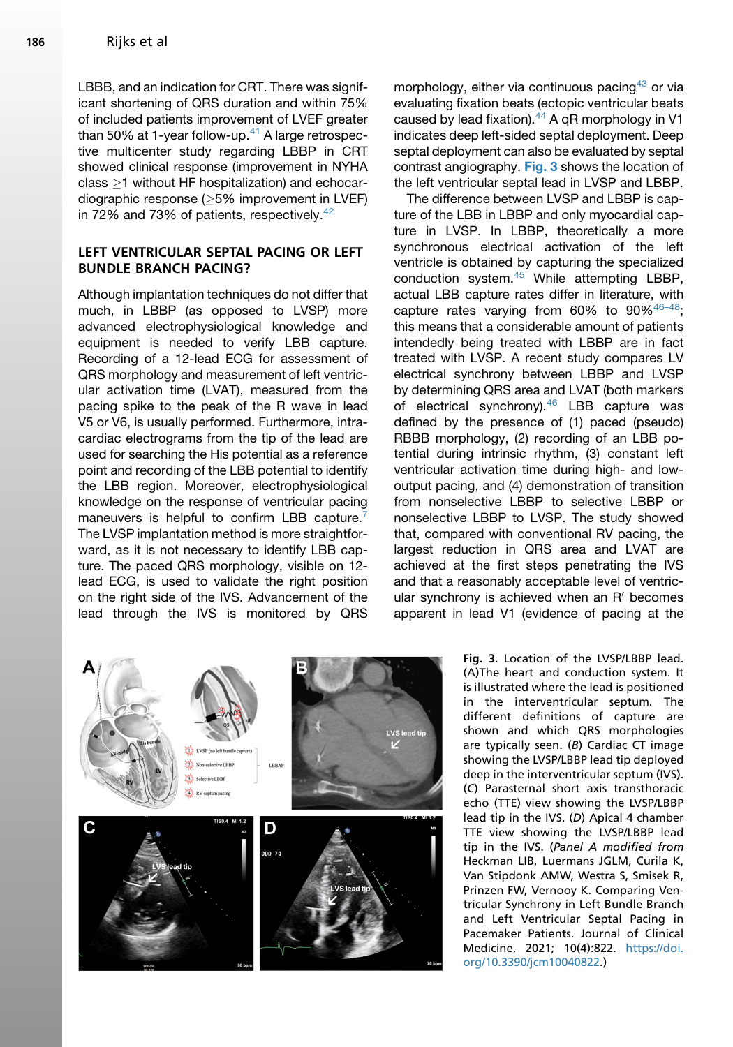LBBB, and an indication for CRT. There was significant shortening of QRS duration and within 75% of included patients improvement of LVEF greater than 50% at 1-year follow-up.[41] A large retrospective multicenter study regarding LBBP in CRT showed clinical response (improvement in NYHA class ≥1 without HF hospitalization) and echocardiographic response (≥5% improvement in LVEF) in 72% and 73% of patients, respectively.[42]

## LEFT VENTRICULAR SEPTAL PACING OR LEFT BUNDLE BRANCH PACING?

Although implantation techniques do not differ that much, in LBBP (as opposed to LVSP) more advanced electrophysiological knowledge and equipment is needed to verify LBB capture. Recording of a 12-lead ECG for assessment of QRS morphology and measurement of left ventricular activation time (LVAT), measured from the pacing spike to the peak of the R wave in lead V5 or V6, is usually performed. Furthermore, intracardiac electrograms from the tip of the lead are used for searching the His potential as a reference point and recording of the LBB potential to identify the LBB region. Moreover, electrophysiological knowledge on the response of ventricular pacing maneuvers is helpful to confirm LBB capture.[7] The LVSP implantation method is more straightforward, as it is not necessary to identify LBB capture. The paced QRS morphology, visible on 12-lead ECG, is used to validate the right position on the right side of the IVS. Advancement of the lead through the IVS is monitored by QRS morphology, either via continuous pacing[43] or via evaluating fixation beats (ectopic ventricular beats caused by lead fixation).[44] A qR morphology in V1 indicates deep left-sided septal deployment. Deep septal deployment can also be evaluated by septal contrast angiography. Fig. 3 shows the location of the left ventricular septal lead in LVSP and LBBP.

The difference between LVSP and LBBP is capture of the LBB in LBBP and only myocardial capture in LVSP. In LBBP, theoretically a more synchronous electrical activation of the left ventricle is obtained by capturing the specialized conduction system.[45] While attempting LBBP, actual LBB capture rates differ in literature, with capture rates varying from 60% to 90%[46–48]; this means that a considerable amount of patients intendedly being treated with LBBP are in fact treated with LVSP. A recent study compares LV electrical synchrony between LBBP and LVSP by determining QRS area and LVAT (both markers of electrical synchrony).[46] LBB capture was defined by the presence of (1) paced (pseudo) RBBB morphology, (2) recording of an LBB potential during intrinsic rhythm, (3) constant left ventricular activation time during high- and low-output pacing, and (4) demonstration of transition from nonselective LBBP to selective LBBP or nonselective LBBP to LVSP. The study showed that, compared with conventional RV pacing, the largest reduction in QRS area and LVAT are achieved at the first steps penetrating the IVS and that a reasonably acceptable level of ventricular synchrony is achieved when an R′ becomes apparent in lead V1 (evidence of pacing at the

**Fig. 3.** Location of the LVSP/LBBP lead. (A)The heart and conduction system. It is illustrated where the lead is positioned in the interventricular septum. The different definitions of capture are shown and which QRS morphologies are typically seen. (*B*) Cardiac CT image showing the LVSP/LBBP lead tip deployed deep in the interventricular septum (IVS). (*C*) Parasternal short axis transthoracic echo (TTE) view showing the LVSP/LBBP lead tip in the IVS. (*D*) Apical 4 chamber TTE view showing the LVSP/LBBP lead tip in the IVS. (*Panel A modified from* Heckman LIB, Luermans JGLM, Curila K, Van Stipdonk AMW, Westra S, Smisek R, Prinzen FW, Vernooy K. Comparing Ventricular Synchrony in Left Bundle Branch and Left Ventricular Septal Pacing in Pacemaker Patients. Journal of Clinical Medicine. 2021; 10(4):822. https://doi.org/10.3390/jcm10040822.)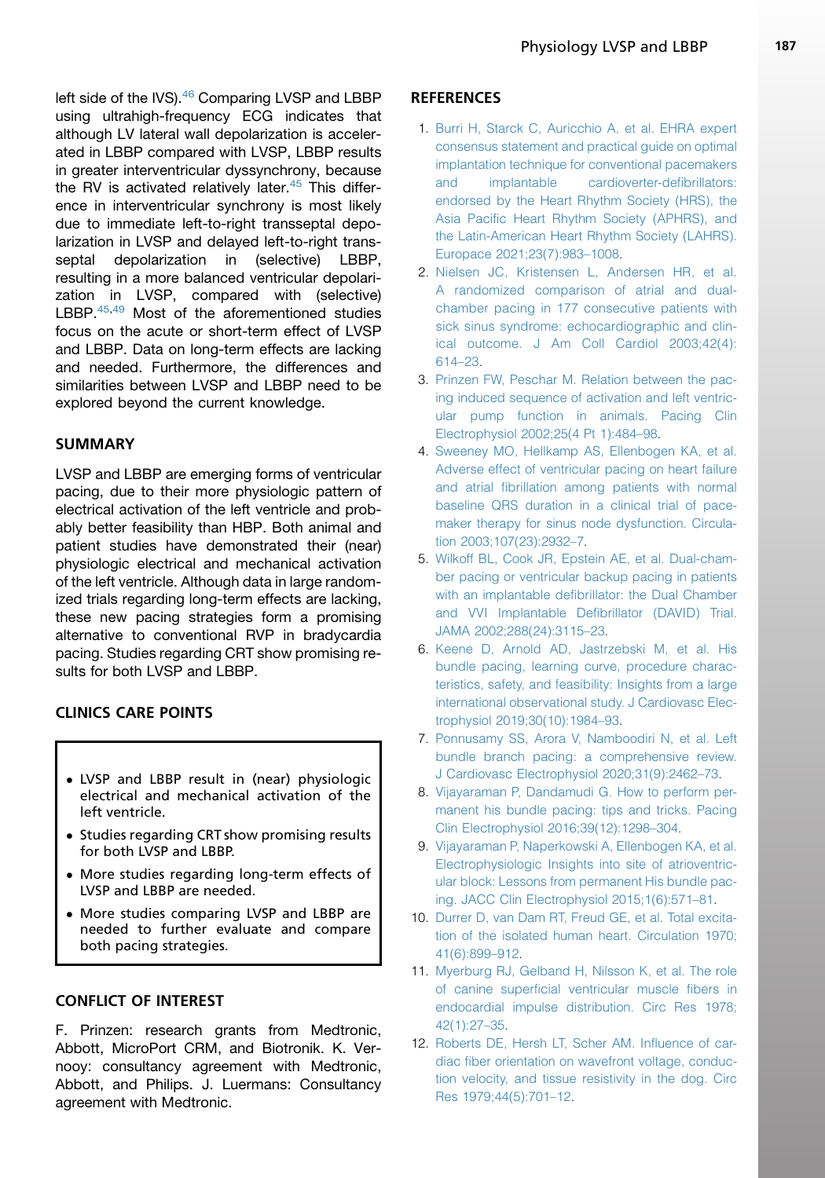left side of the IVS).[46] Comparing LVSP and LBBP using ultrahigh-frequency ECG indicates that although LV lateral wall depolarization is accelerated in LBBP compared with LVSP, LBBP results in greater interventricular dyssynchrony, because the RV is activated relatively later.[45] This difference in interventricular synchrony is most likely due to immediate left-to-right transseptal depolarization in LVSP and delayed left-to-right transseptal depolarization in (selective) LBBP, resulting in a more balanced ventricular depolarization in LVSP, compared with (selective) LBBP.[45,49] Most of the aforementioned studies focus on the acute or short-term effect of LVSP and LBBP. Data on long-term effects are lacking and needed. Furthermore, the differences and similarities between LVSP and LBBP need to be explored beyond the current knowledge.

## SUMMARY

LVSP and LBBP are emerging forms of ventricular pacing, due to their more physiologic pattern of electrical activation of the left ventricle and probably better feasibility than HBP. Both animal and patient studies have demonstrated their (near) physiologic electrical and mechanical activation of the left ventricle. Although data in large randomized trials regarding long-term effects are lacking, these new pacing strategies form a promising alternative to conventional RVP in bradycardia pacing. Studies regarding CRT show promising results for both LVSP and LBBP.

## CLINICS CARE POINTS

- LVSP and LBBP result in (near) physiologic electrical and mechanical activation of the left ventricle.
- Studies regarding CRT show promising results for both LVSP and LBBP.
- More studies regarding long-term effects of LVSP and LBBP are needed.
- More studies comparing LVSP and LBBP are needed to further evaluate and compare both pacing strategies.

## CONFLICT OF INTEREST

F. Prinzen: research grants from Medtronic, Abbott, MicroPort CRM, and Biotronik. K. Vernooy: consultancy agreement with Medtronic, Abbott, and Philips. J. Luermans: Consultancy agreement with Medtronic.

## REFERENCES

1. Burri H, Starck C, Auricchio A, et al. EHRA expert consensus statement and practical guide on optimal implantation technique for conventional pacemakers and implantable cardioverter-defibrillators: endorsed by the Heart Rhythm Society (HRS), the Asia Pacific Heart Rhythm Society (APHRS), and the Latin-American Heart Rhythm Society (LAHRS). Europace 2021;23(7):983–1008.
2. Nielsen JC, Kristensen L, Andersen HR, et al. A randomized comparison of atrial and dual-chamber pacing in 177 consecutive patients with sick sinus syndrome: echocardiographic and clinical outcome. J Am Coll Cardiol 2003;42(4): 614–23.
3. Prinzen FW, Peschar M. Relation between the pacing induced sequence of activation and left ventricular pump function in animals. Pacing Clin Electrophysiol 2002;25(4 Pt 1):484–98.
4. Sweeney MO, Hellkamp AS, Ellenbogen KA, et al. Adverse effect of ventricular pacing on heart failure and atrial fibrillation among patients with normal baseline QRS duration in a clinical trial of pacemaker therapy for sinus node dysfunction. Circulation 2003;107(23):2932–7.
5. Wilkoff BL, Cook JR, Epstein AE, et al. Dual-chamber pacing or ventricular backup pacing in patients with an implantable defibrillator: the Dual Chamber and VVI Implantable Defibrillator (DAVID) Trial. JAMA 2002;288(24):3115–23.
6. Keene D, Arnold AD, Jastrzebski M, et al. His bundle pacing, learning curve, procedure characteristics, safety, and feasibility: Insights from a large international observational study. J Cardiovasc Electrophysiol 2019;30(10):1984–93.
7. Ponnusamy SS, Arora V, Namboodiri N, et al. Left bundle branch pacing: a comprehensive review. J Cardiovasc Electrophysiol 2020;31(9):2462–73.
8. Vijayaraman P, Dandamudi G. How to perform permanent his bundle pacing: tips and tricks. Pacing Clin Electrophysiol 2016;39(12):1298–304.
9. Vijayaraman P, Naperkowski A, Ellenbogen KA, et al. Electrophysiologic Insights into site of atrioventricular block: Lessons from permanent His bundle pacing. JACC Clin Electrophysiol 2015;1(6):571–81.
10. Durrer D, van Dam RT, Freud GE, et al. Total excitation of the isolated human heart. Circulation 1970; 41(6):899–912.
11. Myerburg RJ, Gelband H, Nilsson K, et al. The role of canine superficial ventricular muscle fibers in endocardial impulse distribution. Circ Res 1978; 42(1):27–35.
12. Roberts DE, Hersh LT, Scher AM. Influence of cardiac fiber orientation on wavefront voltage, conduction velocity, and tissue resistivity in the dog. Circ Res 1979;44(5):701–12.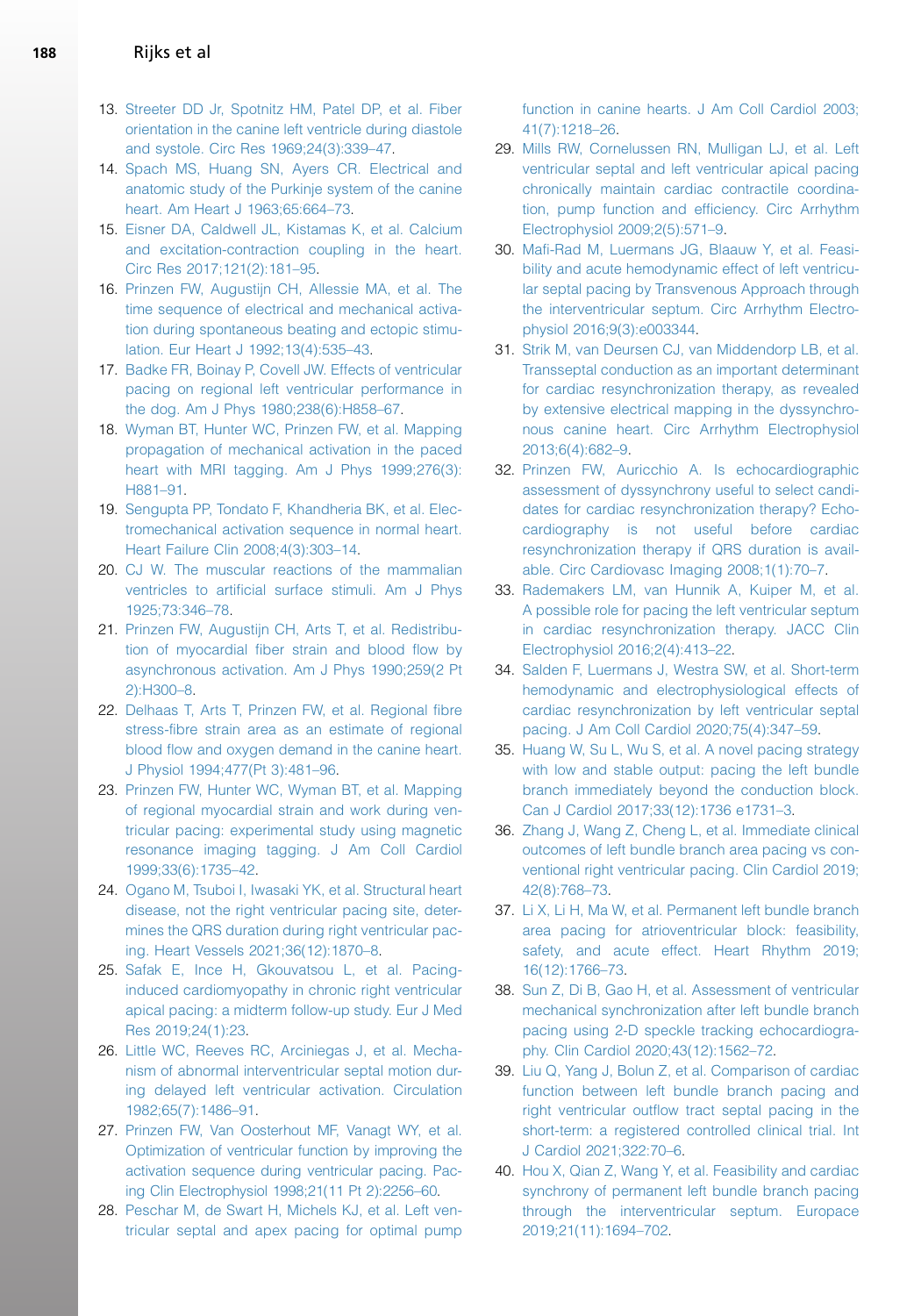13. Streeter DD Jr, Spotnitz HM, Patel DP, et al. Fiber orientation in the canine left ventricle during diastole and systole. Circ Res 1969;24(3):339–47.
14. Spach MS, Huang SN, Ayers CR. Electrical and anatomic study of the Purkinje system of the canine heart. Am Heart J 1963;65:664–73.
15. Eisner DA, Caldwell JL, Kistamas K, et al. Calcium and excitation-contraction coupling in the heart. Circ Res 2017;121(2):181–95.
16. Prinzen FW, Augustijn CH, Allessie MA, et al. The time sequence of electrical and mechanical activation during spontaneous beating and ectopic stimulation. Eur Heart J 1992;13(4):535–43.
17. Badke FR, Boinay P, Covell JW. Effects of ventricular pacing on regional left ventricular performance in the dog. Am J Phys 1980;238(6):H858–67.
18. Wyman BT, Hunter WC, Prinzen FW, et al. Mapping propagation of mechanical activation in the paced heart with MRI tagging. Am J Phys 1999;276(3): H881–91.
19. Sengupta PP, Tondato F, Khandheria BK, et al. Electromechanical activation sequence in normal heart. Heart Failure Clin 2008;4(3):303–14.
20. CJ W. The muscular reactions of the mammalian ventricles to artificial surface stimuli. Am J Phys 1925;73:346–78.
21. Prinzen FW, Augustijn CH, Arts T, et al. Redistribution of myocardial fiber strain and blood flow by asynchronous activation. Am J Phys 1990;259(2 Pt 2):H300–8.
22. Delhaas T, Arts T, Prinzen FW, et al. Regional fibre stress-fibre strain area as an estimate of regional blood flow and oxygen demand in the canine heart. J Physiol 1994;477(Pt 3):481–96.
23. Prinzen FW, Hunter WC, Wyman BT, et al. Mapping of regional myocardial strain and work during ventricular pacing: experimental study using magnetic resonance imaging tagging. J Am Coll Cardiol 1999;33(6):1735–42.
24. Ogano M, Tsuboi I, Iwasaki YK, et al. Structural heart disease, not the right ventricular pacing site, determines the QRS duration during right ventricular pacing. Heart Vessels 2021;36(12):1870–8.
25. Safak E, Ince H, Gkouvatsou L, et al. Pacing-induced cardiomyopathy in chronic right ventricular apical pacing: a midterm follow-up study. Eur J Med Res 2019;24(1):23.
26. Little WC, Reeves RC, Arciniegas J, et al. Mechanism of abnormal interventricular septal motion during delayed left ventricular activation. Circulation 1982;65(7):1486–91.
27. Prinzen FW, Van Oosterhout MF, Vanagt WY, et al. Optimization of ventricular function by improving the activation sequence during ventricular pacing. Pacing Clin Electrophysiol 1998;21(11 Pt 2):2256–60.
28. Peschar M, de Swart H, Michels KJ, et al. Left ventricular septal and apex pacing for optimal pump function in canine hearts. J Am Coll Cardiol 2003; 41(7):1218–26.
29. Mills RW, Cornelussen RN, Mulligan LJ, et al. Left ventricular septal and left ventricular apical pacing chronically maintain cardiac contractile coordination, pump function and efficiency. Circ Arrhythm Electrophysiol 2009;2(5):571–9.
30. Mafi-Rad M, Luermans JG, Blaauw Y, et al. Feasibility and acute hemodynamic effect of left ventricular septal pacing by Transvenous Approach through the interventricular septum. Circ Arrhythm Electrophysiol 2016;9(3):e003344.
31. Strik M, van Deursen CJ, van Middendorp LB, et al. Transseptal conduction as an important determinant for cardiac resynchronization therapy, as revealed by extensive electrical mapping in the dyssynchronous canine heart. Circ Arrhythm Electrophysiol 2013;6(4):682–9.
32. Prinzen FW, Auricchio A. Is echocardiographic assessment of dyssynchrony useful to select candidates for cardiac resynchronization therapy? Echocardiography is not useful before cardiac resynchronization therapy if QRS duration is available. Circ Cardiovasc Imaging 2008;1(1):70–7.
33. Rademakers LM, van Hunnik A, Kuiper M, et al. A possible role for pacing the left ventricular septum in cardiac resynchronization therapy. JACC Clin Electrophysiol 2016;2(4):413–22.
34. Salden F, Luermans J, Westra SW, et al. Short-term hemodynamic and electrophysiological effects of cardiac resynchronization by left ventricular septal pacing. J Am Coll Cardiol 2020;75(4):347–59.
35. Huang W, Su L, Wu S, et al. A novel pacing strategy with low and stable output: pacing the left bundle branch immediately beyond the conduction block. Can J Cardiol 2017;33(12):1736 e1731–3.
36. Zhang J, Wang Z, Cheng L, et al. Immediate clinical outcomes of left bundle branch area pacing vs conventional right ventricular pacing. Clin Cardiol 2019; 42(8):768–73.
37. Li X, Li H, Ma W, et al. Permanent left bundle branch area pacing for atrioventricular block: feasibility, safety, and acute effect. Heart Rhythm 2019; 16(12):1766–73.
38. Sun Z, Di B, Gao H, et al. Assessment of ventricular mechanical synchronization after left bundle branch pacing using 2-D speckle tracking echocardiography. Clin Cardiol 2020;43(12):1562–72.
39. Liu Q, Yang J, Bolun Z, et al. Comparison of cardiac function between left bundle branch pacing and right ventricular outflow tract septal pacing in the short-term: a registered controlled clinical trial. Int J Cardiol 2021;322:70–6.
40. Hou X, Qian Z, Wang Y, et al. Feasibility and cardiac synchrony of permanent left bundle branch pacing through the interventricular septum. Europace 2019;21(11):1694–702.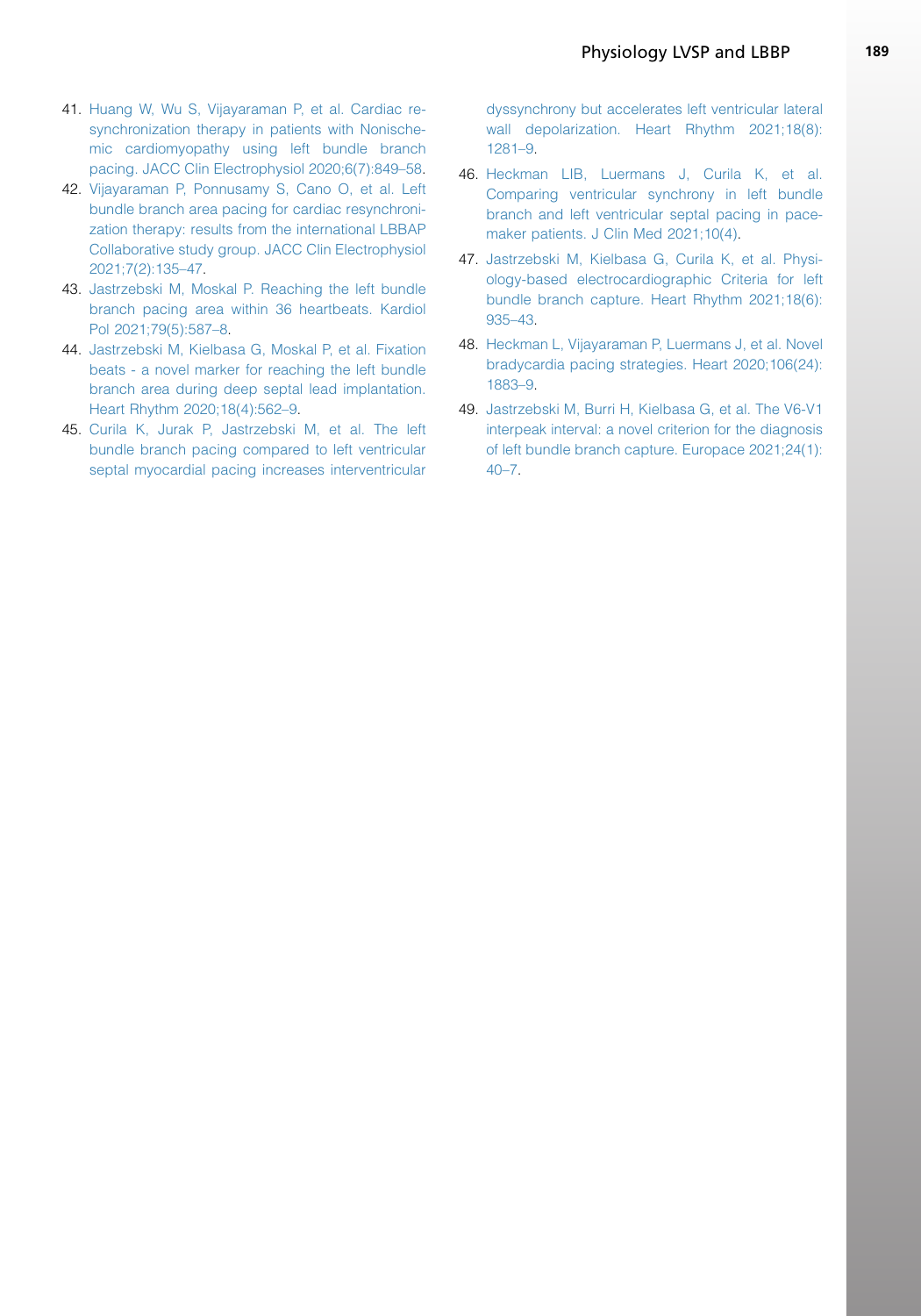41. Huang W, Wu S, Vijayaraman P, et al. Cardiac resynchronization therapy in patients with Nonischemic cardiomyopathy using left bundle branch pacing. JACC Clin Electrophysiol 2020;6(7):849–58.
42. Vijayaraman P, Ponnusamy S, Cano O, et al. Left bundle branch area pacing for cardiac resynchronization therapy: results from the international LBBAP Collaborative study group. JACC Clin Electrophysiol 2021;7(2):135–47.
43. Jastrzebski M, Moskal P. Reaching the left bundle branch pacing area within 36 heartbeats. Kardiol Pol 2021;79(5):587–8.
44. Jastrzebski M, Kielbasa G, Moskal P, et al. Fixation beats - a novel marker for reaching the left bundle branch area during deep septal lead implantation. Heart Rhythm 2020;18(4):562–9.
45. Curila K, Jurak P, Jastrzebski M, et al. The left bundle branch pacing compared to left ventricular septal myocardial pacing increases interventricular dyssynchrony but accelerates left ventricular lateral wall depolarization. Heart Rhythm 2021;18(8):1281–9.
46. Heckman LIB, Luermans J, Curila K, et al. Comparing ventricular synchrony in left bundle branch and left ventricular septal pacing in pacemaker patients. J Clin Med 2021;10(4).
47. Jastrzebski M, Kielbasa G, Curila K, et al. Physiology-based electrocardiographic Criteria for left bundle branch capture. Heart Rhythm 2021;18(6):935–43.
48. Heckman L, Vijayaraman P, Luermans J, et al. Novel bradycardia pacing strategies. Heart 2020;106(24):1883–9.
49. Jastrzebski M, Burri H, Kielbasa G, et al. The V6-V1 interpeak interval: a novel criterion for the diagnosis of left bundle branch capture. Europace 2021;24(1):40–7.